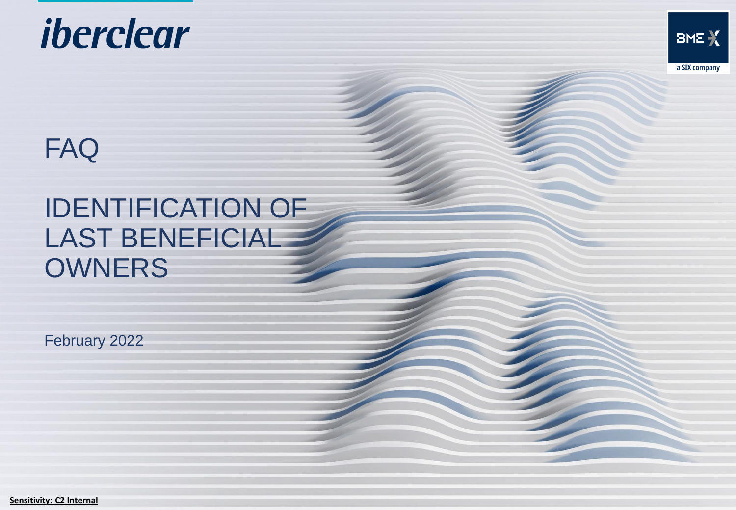iberclear

BME X
a SIX company

# FAQ

# IDENTIFICATION OF LAST BENEFICIAL OWNERS

February 2022

**Sensitivity: C2 Internal**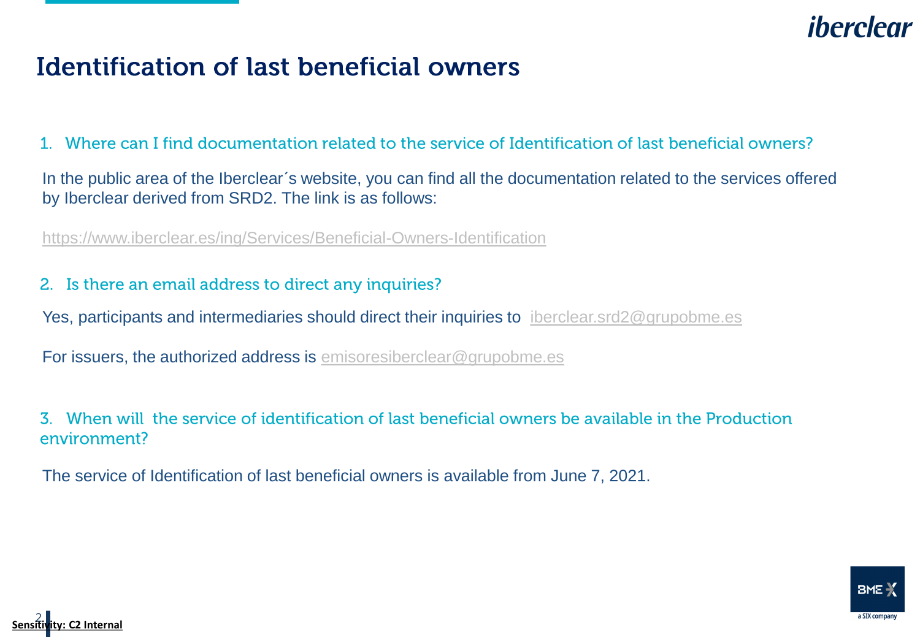# Identification of last beneficial owners

## 1. Where can I find documentation related to the service of Identification of last beneficial owners?

In the public area of the Iberclear´s website, you can find all the documentation related to the services offered by Iberclear derived from SRD2. The link is as follows:

https://www.iberclear.es/ing/Services/Beneficial-Owners-Identification

## 2. Is there an email address to direct any inquiries?

Yes, participants and intermediaries should direct their inquiries to iberclear.srd2@grupobme.es

For issuers, the authorized address is emisoresiberclear@grupobme.es

## 3. When will the service of identification of last beneficial owners be available in the Production environment?

The service of Identification of last beneficial owners is available from June 7, 2021.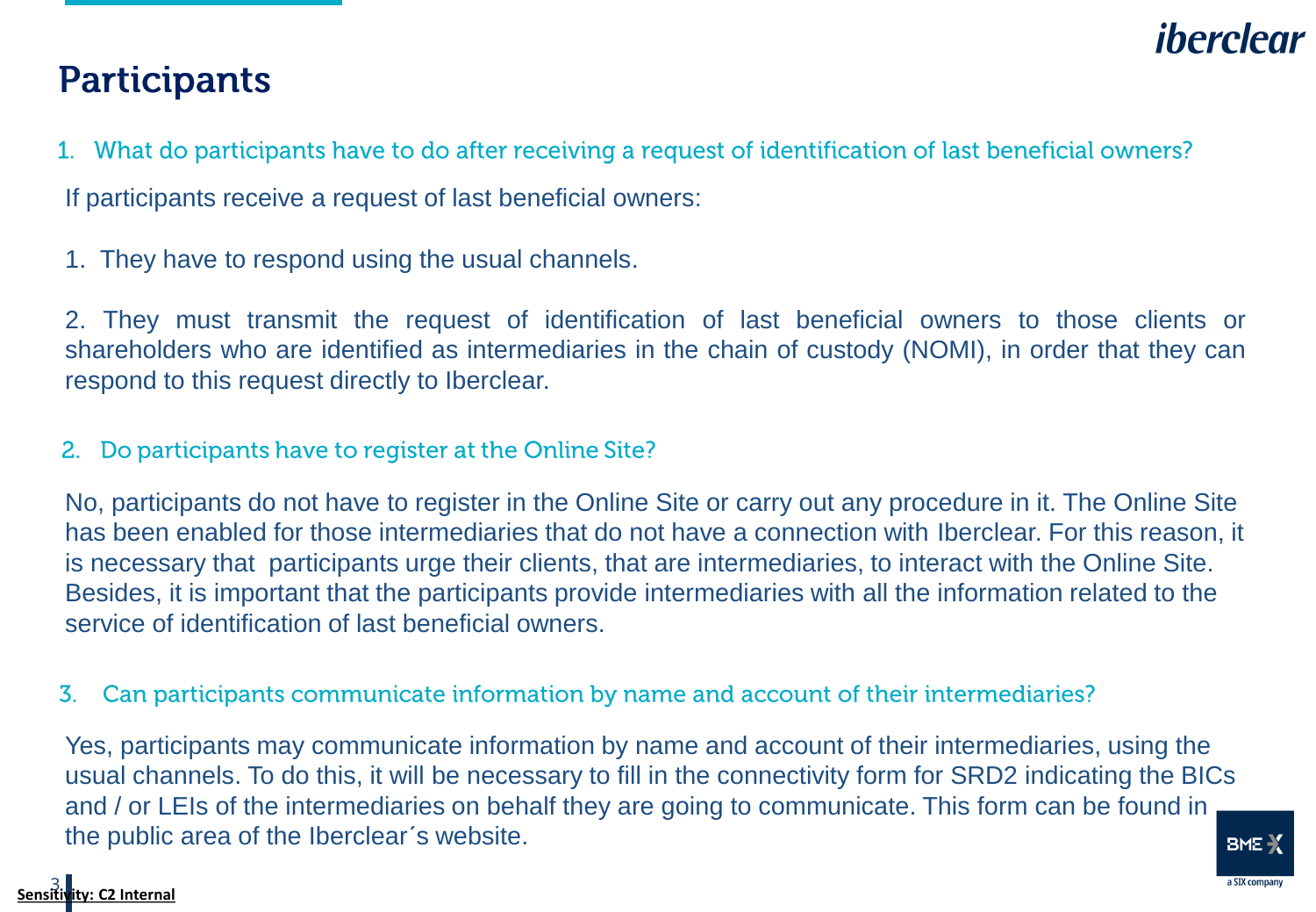# Participants

## 1. What do participants have to do after receiving a request of identification of last beneficial owners?

If participants receive a request of last beneficial owners:

1. They have to respond using the usual channels.

2. They must transmit the request of identification of last beneficial owners to those clients or shareholders who are identified as intermediaries in the chain of custody (NOMI), in order that they can respond to this request directly to Iberclear.

## 2. Do participants have to register at the Online Site?

No, participants do not have to register in the Online Site or carry out any procedure in it. The Online Site has been enabled for those intermediaries that do not have a connection with Iberclear. For this reason, it is necessary that participants urge their clients, that are intermediaries, to interact with the Online Site. Besides, it is important that the participants provide intermediaries with all the information related to the service of identification of last beneficial owners.

## 3. Can participants communicate information by name and account of their intermediaries?

Yes, participants may communicate information by name and account of their intermediaries, using the usual channels. To do this, it will be necessary to fill in the connectivity form for SRD2 indicating the BICs and / or LEIs of the intermediaries on behalf they are going to communicate. This form can be found in the public area of the Iberclear´s website.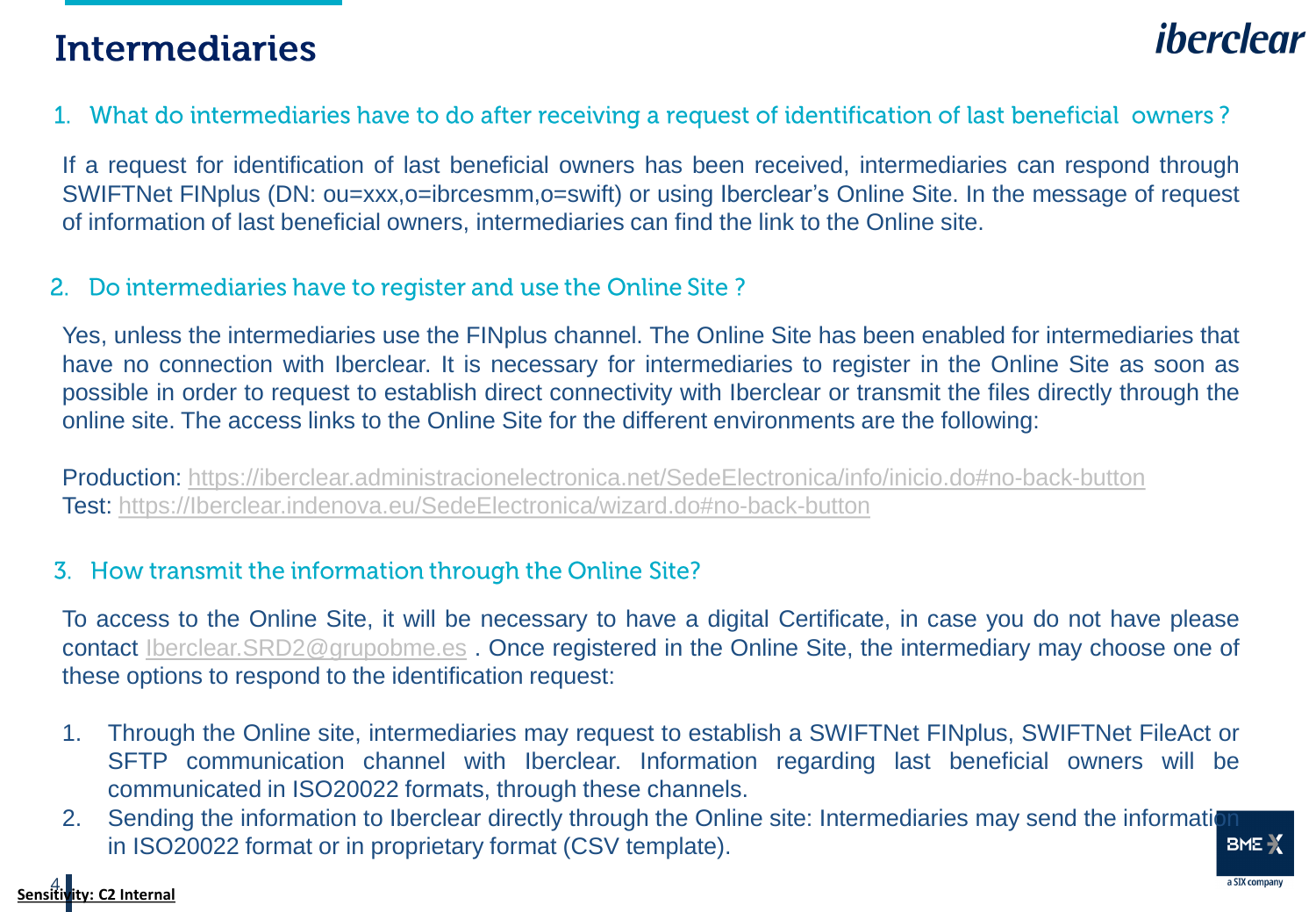# Intermediaries

## 1. What do intermediaries have to do after receiving a request of identification of last beneficial owners ?

If a request for identification of last beneficial owners has been received, intermediaries can respond through SWIFTNet FINplus (DN: ou=xxx,o=ibrcesmm,o=swift) or using Iberclear's Online Site. In the message of request of information of last beneficial owners, intermediaries can find the link to the Online site.

## 2. Do intermediaries have to register and use the Online Site ?

Yes, unless the intermediaries use the FINplus channel. The Online Site has been enabled for intermediaries that have no connection with Iberclear. It is necessary for intermediaries to register in the Online Site as soon as possible in order to request to establish direct connectivity with Iberclear or transmit the files directly through the online site. The access links to the Online Site for the different environments are the following:

Production: https://iberclear.administracionelectronica.net/SedeElectronica/info/inicio.do#no-back-button
Test: https://Iberclear.indenova.eu/SedeElectronica/wizard.do#no-back-button

## 3. How transmit the information through the Online Site?

To access to the Online Site, it will be necessary to have a digital Certificate, in case you do not have please contact Iberclear.SRD2@grupobme.es . Once registered in the Online Site, the intermediary may choose one of these options to respond to the identification request:

1. Through the Online site, intermediaries may request to establish a SWIFTNet FINplus, SWIFTNet FileAct or SFTP communication channel with Iberclear. Information regarding last beneficial owners will be communicated in ISO20022 formats, through these channels.
2. Sending the information to Iberclear directly through the Online site: Intermediaries may send the information in ISO20022 format or in proprietary format (CSV template).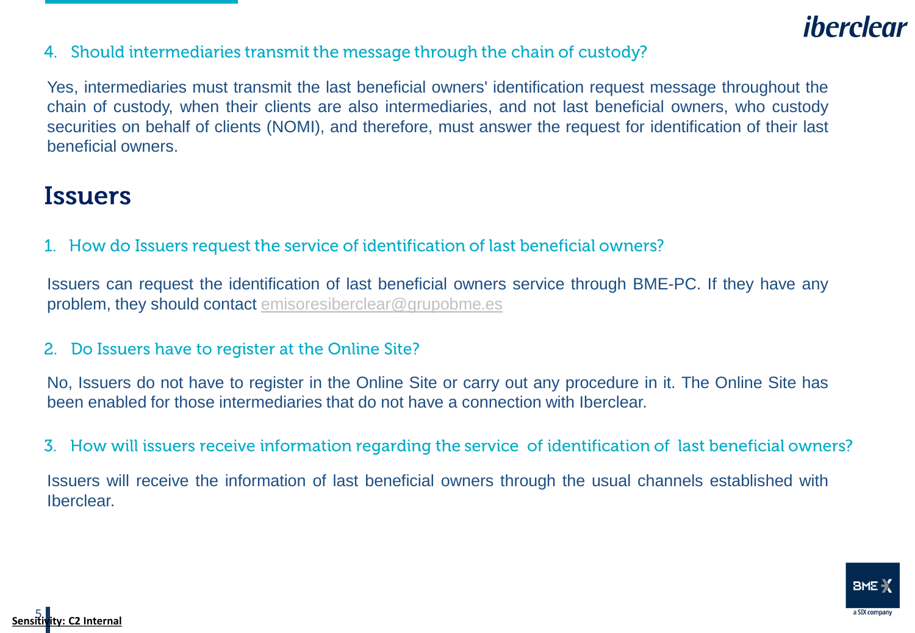4. Should intermediaries transmit the message through the chain of custody?

Yes, intermediaries must transmit the last beneficial owners' identification request message throughout the chain of custody, when their clients are also intermediaries, and not last beneficial owners, who custody securities on behalf of clients (NOMI), and therefore, must answer the request for identification of their last beneficial owners.

## Issuers

1. How do Issuers request the service of identification of last beneficial owners?

Issuers can request the identification of last beneficial owners service through BME-PC. If they have any problem, they should contact emisoresiberclear@grupobme.es

2. Do Issuers have to register at the Online Site?

No, Issuers do not have to register in the Online Site or carry out any procedure in it. The Online Site has been enabled for those intermediaries that do not have a connection with Iberclear.

3. How will issuers receive information regarding the service of identification of last beneficial owners?

Issuers will receive the information of last beneficial owners through the usual channels established with Iberclear.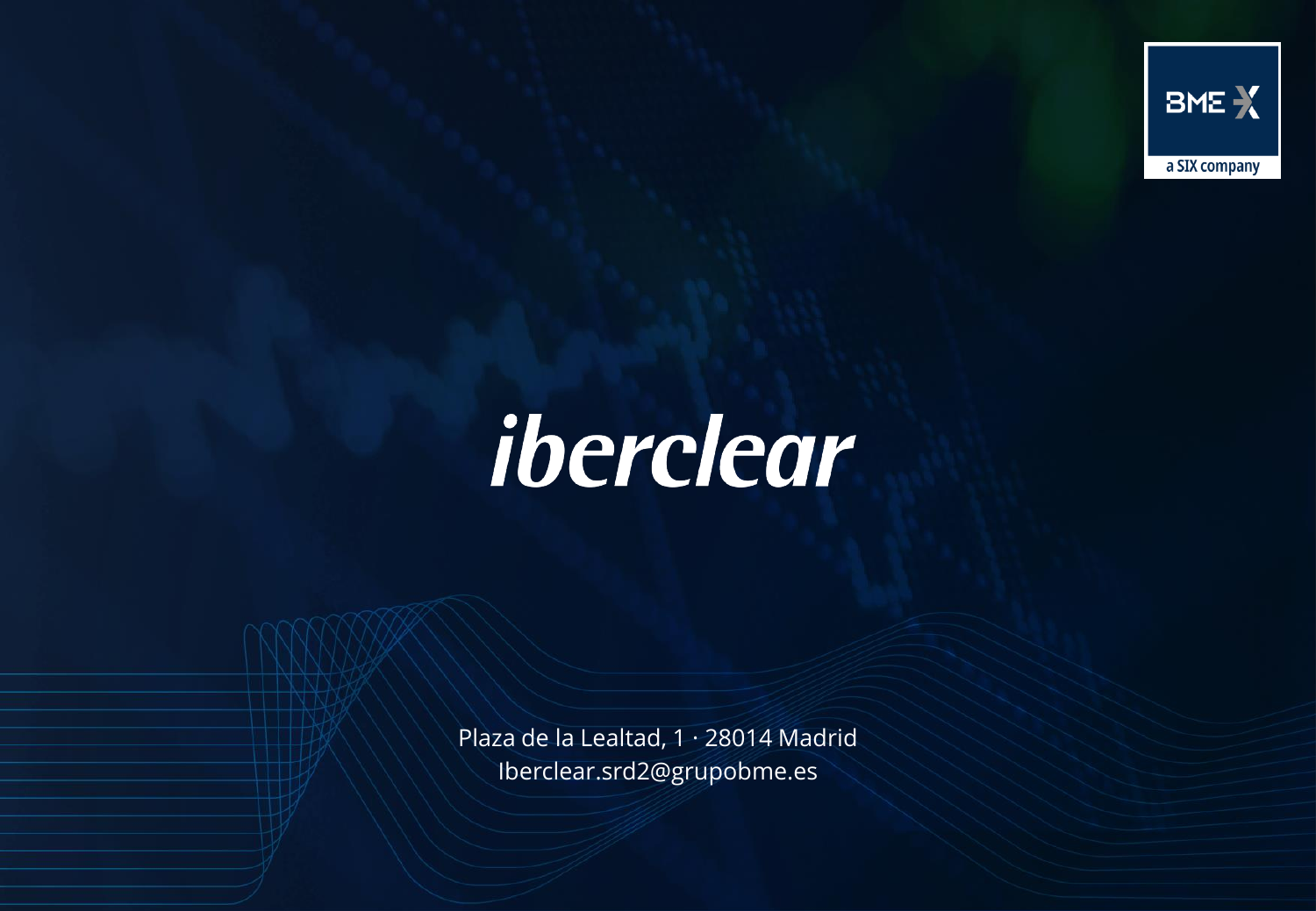BME X

a SIX company

# iberclear

Plaza de la Lealtad, 1 · 28014 Madrid

Iberclear.srd2@grupobme.es